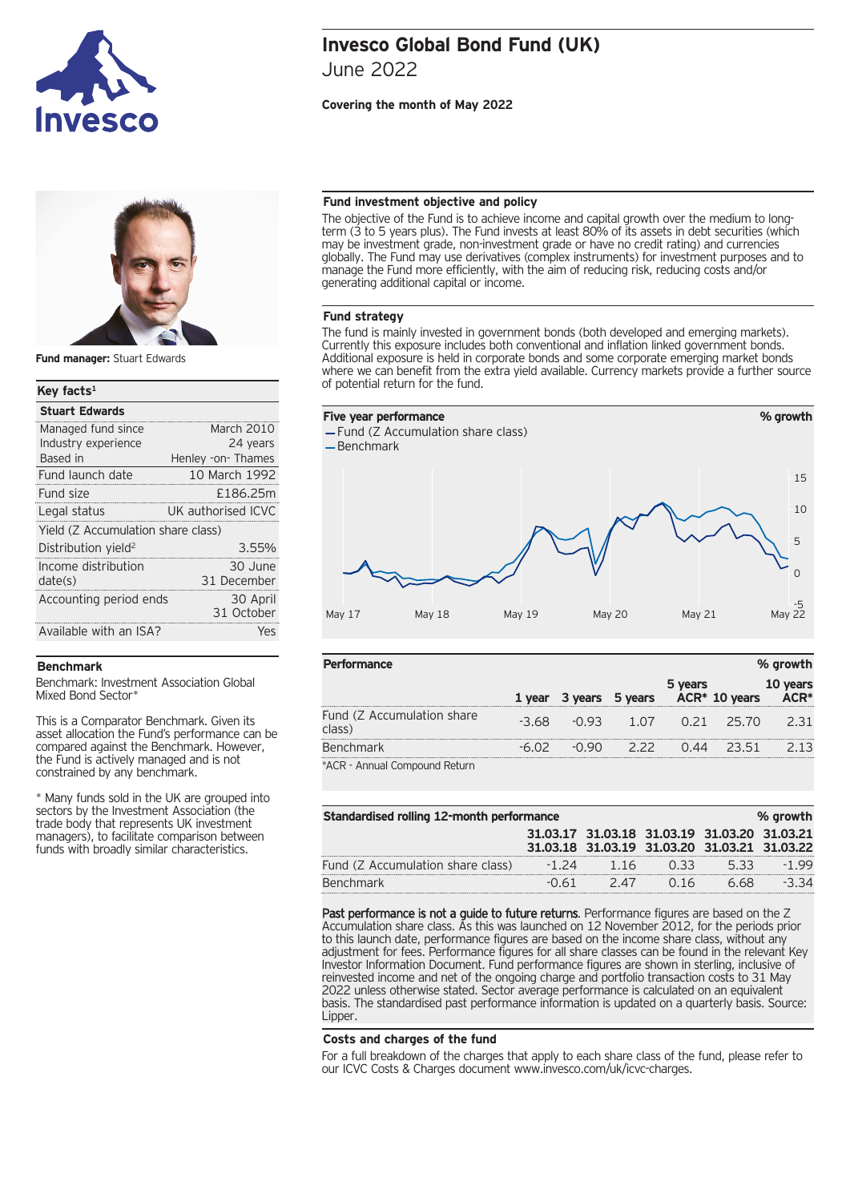# Invesco Global Bond Fund (UK)

June 2022

**Covering the month of May 2022**

**Fund manager:** Stuart Edwards

## Key facts[1]

| **Stuart Edwards** | |
|---|---|
| Managed fund since | March 2010 |
| Industry experience | 24 years |
| Based in | Henley -on- Thames |
| Fund launch date | 10 March 1992 |
| Fund size | £186.25m |
| Legal status | UK authorised ICVC |
| Yield (Z Accumulation share class) | |
| Distribution yield[2] | 3.55% |
| Income distribution date(s) | 30 June 31 December |
| Accounting period ends | 30 April 31 October |
| Available with an ISA? | Yes |

## Benchmark

Benchmark: Investment Association Global Mixed Bond Sector*

This is a Comparator Benchmark. Given its asset allocation the Fund's performance can be compared against the Benchmark. However, the Fund is actively managed and is not constrained by any benchmark.

* Many funds sold in the UK are grouped into sectors by the Investment Association (the trade body that represents UK investment managers), to facilitate comparison between funds with broadly similar characteristics.

## Fund investment objective and policy

The objective of the Fund is to achieve income and capital growth over the medium to long-term (3 to 5 years plus). The Fund invests at least 80% of its assets in debt securities (which may be investment grade, non-investment grade or have no credit rating) and currencies globally. The Fund may use derivatives (complex instruments) for investment purposes and to manage the Fund more efficiently, with the aim of reducing risk, reducing costs and/or generating additional capital or income.

## Fund strategy

The fund is mainly invested in government bonds (both developed and emerging markets). Currently this exposure includes both conventional and inflation linked government bonds. Additional exposure is held in corporate bonds and some corporate emerging market bonds where we can benefit from the extra yield available. Currency markets provide a further source of potential return for the fund.

## Five year performance

% growth

- Fund (Z Accumulation share class)
- Benchmark

## Performance

| | 1 year | 3 years | 5 years | 5 years ACR* | 10 years | 10 years ACR* |
|---|---|---|---|---|---|---|
| Fund (Z Accumulation share class) | -3.68 | -0.93 | 1.07 | 0.21 | 25.70 | 2.31 |
| Benchmark | -6.02 | -0.90 | 2.22 | 0.44 | 23.51 | 2.13 |

*ACR - Annual Compound Return

## Standardised rolling 12-month performance

% growth

| | 31.03.17 31.03.18 | 31.03.18 31.03.19 | 31.03.19 31.03.20 | 31.03.20 31.03.21 | 31.03.21 31.03.22 |
|---|---|---|---|---|---|
| Fund (Z Accumulation share class) | -1.24 | 1.16 | 0.33 | 5.33 | -1.99 |
| Benchmark | -0.61 | 2.47 | 0.16 | 6.68 | -3.34 |

**Past performance is not a guide to future returns**. Performance figures are based on the Z Accumulation share class. As this was launched on 12 November 2012, for the periods prior to this launch date, performance figures are based on the income share class, without any adjustment for fees. Performance figures for all share classes can be found in the relevant Key Investor Information Document. Fund performance figures are shown in sterling, inclusive of reinvested income and net of the ongoing charge and portfolio transaction costs to 31 May 2022 unless otherwise stated. Sector average performance is calculated on an equivalent basis. The standardised past performance information is updated on a quarterly basis. Source: Lipper.

## Costs and charges of the fund

For a full breakdown of the charges that apply to each share class of the fund, please refer to our ICVC Costs & Charges document www.invesco.com/uk/icvc-charges.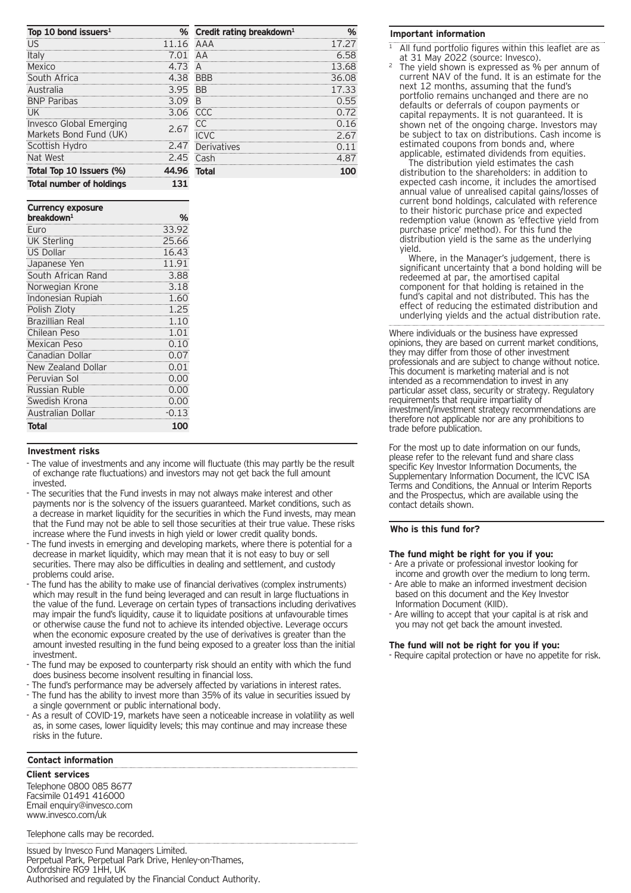| Top 10 bond issuers[1] | % |
|---|---|
| US | 11.16 |
| Italy | 7.01 |
| Mexico | 4.73 |
| South Africa | 4.38 |
| Australia | 3.95 |
| BNP Paribas | 3.09 |
| UK | 3.06 |
| Invesco Global Emerging Markets Bond Fund (UK) | 2.67 |
| Scottish Hydro | 2.47 |
| Nat West | 2.45 |
| **Total Top 10 Issuers (%)** | **44.96** |
| **Total number of holdings** | **131** |

| Credit rating breakdown[1] | % |
|---|---|
| AAA | 17.27 |
| AA | 6.58 |
| A | 13.68 |
| BBB | 36.08 |
| BB | 17.33 |
| B | 0.55 |
| CCC | 0.72 |
| CC | 0.16 |
| ICVC | 2.67 |
| Derivatives | 0.11 |
| Cash | 4.87 |
| **Total** | **100** |

| Currency exposure breakdown[1] | % |
|---|---|
| Euro | 33.92 |
| UK Sterling | 25.66 |
| US Dollar | 16.43 |
| Japanese Yen | 11.91 |
| South African Rand | 3.88 |
| Norwegian Krone | 3.18 |
| Indonesian Rupiah | 1.60 |
| Polish Zloty | 1.25 |
| Brazilian Real | 1.10 |
| Chilean Peso | 1.01 |
| Mexican Peso | 0.10 |
| Canadian Dollar | 0.07 |
| New Zealand Dollar | 0.01 |
| Peruvian Sol | 0.00 |
| Russian Ruble | 0.00 |
| Swedish Krona | 0.00 |
| Australian Dollar | -0.13 |
| **Total** | **100** |

### Investment risks

- The value of investments and any income will fluctuate (this may partly be the result of exchange rate fluctuations) and investors may not get back the full amount invested.
- The securities that the Fund invests in may not always make interest and other payments nor is the solvency of the issuers guaranteed. Market conditions, such as a decrease in market liquidity for the securities in which the Fund invests, may mean that the Fund may not be able to sell those securities at their true value. These risks increase where the Fund invests in high yield or lower credit quality bonds.
- The fund invests in emerging and developing markets, where there is potential for a decrease in market liquidity, which may mean that it is not easy to buy or sell securities. There may also be difficulties in dealing and settlement, and custody problems could arise.
- The fund has the ability to make use of financial derivatives (complex instruments) which may result in the fund being leveraged and can result in large fluctuations in the value of the fund. Leverage on certain types of transactions including derivatives may impair the fund's liquidity, cause it to liquidate positions at unfavourable times or otherwise cause the fund not to achieve its intended objective. Leverage occurs when the economic exposure created by the use of derivatives is greater than the amount invested resulting in the fund being exposed to a greater loss than the initial investment.
- The fund may be exposed to counterparty risk should an entity with which the fund does business become insolvent resulting in financial loss.
- The fund's performance may be adversely affected by variations in interest rates.
- The fund has the ability to invest more than 35% of its value in securities issued by a single government or public international body.
- As a result of COVID-19, markets have seen a noticeable increase in volatility as well as, in some cases, lower liquidity levels; this may continue and may increase these risks in the future.

### Contact information

**Client services**

Telephone 0800 085 8677
Facsimile 01491 416000
Email enquiry@invesco.com
www.invesco.com/uk

Telephone calls may be recorded.

Issued by Invesco Fund Managers Limited.
Perpetual Park, Perpetual Park Drive, Henley-on-Thames, Oxfordshire RG9 1HH, UK
Authorised and regulated by the Financial Conduct Authority.

### Important information

[1] All fund portfolio figures within this leaflet are as at 31 May 2022 (source: Invesco).

[2] The yield shown is expressed as % per annum of current NAV of the fund. It is an estimate for the next 12 months, assuming that the fund's portfolio remains unchanged and there are no defaults or deferrals of coupon payments or capital repayments. It is not guaranteed. It is shown net of the ongoing charge. Investors may be subject to tax on distributions. Cash income is estimated coupons from bonds and, where applicable, estimated dividends from equities.

The distribution yield estimates the cash distribution to the shareholders: in addition to expected cash income, it includes the amortised annual value of unrealised capital gains/losses of current bond holdings, calculated with reference to their historic purchase price and expected redemption value (known as 'effective yield from purchase price' method). For this fund the distribution yield is the same as the underlying yield.

Where, in the Manager's judgement, there is significant uncertainty that a bond holding will be redeemed at par, the amortised capital component for that holding is retained in the fund's capital and not distributed. This has the effect of reducing the estimated distribution and underlying yields and the actual distribution rate.

Where individuals or the business have expressed opinions, they are based on current market conditions, they may differ from those of other investment professionals and are subject to change without notice. This document is marketing material and is not intended as a recommendation to invest in any particular asset class, security or strategy. Regulatory requirements that require impartiality of investment/investment strategy recommendations are therefore not applicable nor are any prohibitions to trade before publication.

For the most up to date information on our funds, please refer to the relevant fund and share class specific Key Investor Information Documents, the Supplementary Information Document, the ICVC ISA Terms and Conditions, the Annual or Interim Reports and the Prospectus, which are available using the contact details shown.

### Who is this fund for?

**The fund might be right for you if you:**

- Are a private or professional investor looking for income and growth over the medium to long term.
- Are able to make an informed investment decision based on this document and the Key Investor Information Document (KIID).
- Are willing to accept that your capital is at risk and you may not get back the amount invested.

**The fund will not be right for you if you:**

- Require capital protection or have no appetite for risk.